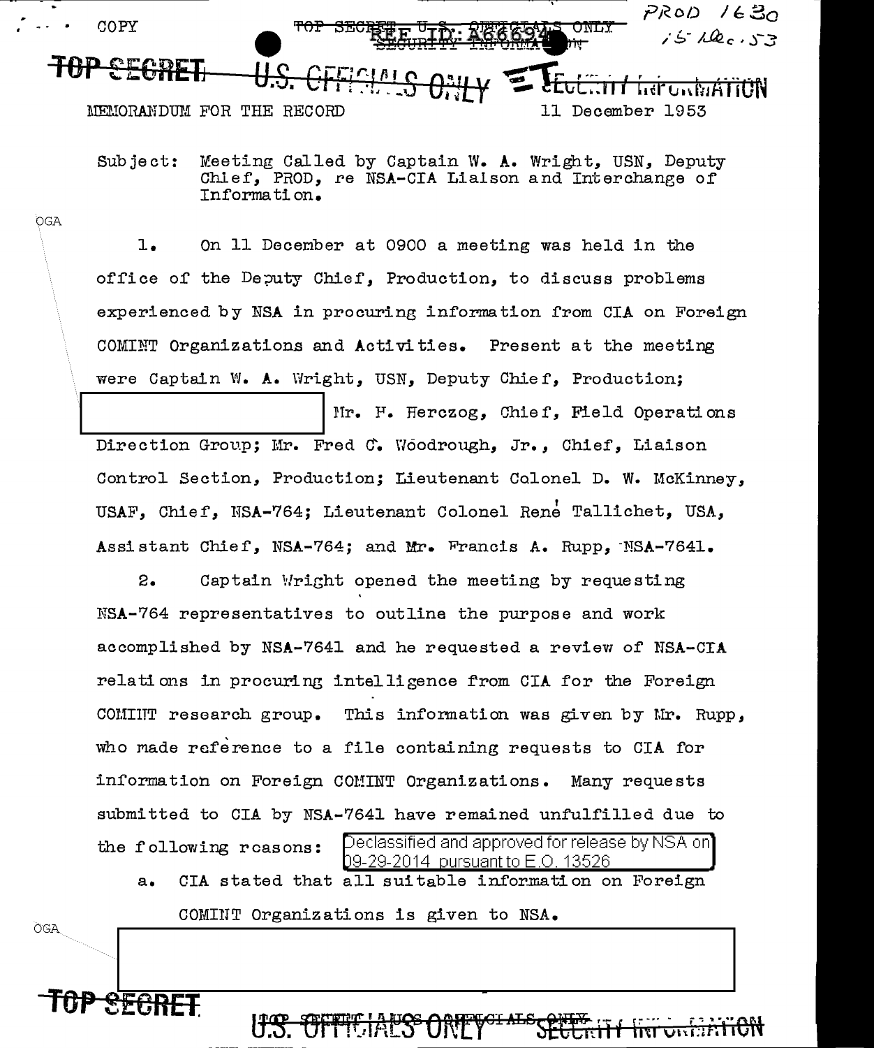COPY

TOP SECRET U.S. OFFICIALS ONLY SECURITY INFORMATION

PROD 1630
15 Dec. 53

TOP SECRET U.S. OFFICIALS ONLY SECURITY INFORMATION

MEMORANDUM FOR THE RECORD 11 December 1953

Subject: Meeting Called by Captain W. A. Wright, USN, Deputy Chief, PROD, re NSA-CIA Liaison and Interchange of Information.

OGA

1. On 11 December at 0900 a meeting was held in the office of the Deputy Chief, Production, to discuss problems experienced by NSA in procuring information from CIA on Foreign COMINT Organizations and Activities. Present at the meeting were Captain W. A. Wright, USN, Deputy Chief, Production; [redacted] Mr. F. Herczog, Chief, Field Operations Direction Group; Mr. Fred C. Woodrough, Jr., Chief, Liaison Control Section, Production; Lieutenant Colonel D. W. McKinney, USAF, Chief, NSA-764; Lieutenant Colonel René Tallichet, USA, Assistant Chief, NSA-764; and Mr. Francis A. Rupp, NSA-7641.

2. Captain Wright opened the meeting by requesting NSA-764 representatives to outline the purpose and work accomplished by NSA-7641 and he requested a review of NSA-CIA relations in procuring intelligence from CIA for the Foreign COMINT research group. This information was given by Mr. Rupp, who made reference to a file containing requests to CIA for information on Foreign COMINT Organizations. Many requests submitted to CIA by NSA-7641 have remained unfulfilled due to the following reasons:

Declassified and approved for release by NSA on 09-29-2014 pursuant to E.O. 13526

a. CIA stated that all suitable information on Foreign COMINT Organizations is given to NSA.

OGA

[redacted]

TOP SECRET

U.S. OFFICIALS ONLY SECURITY INFORMATION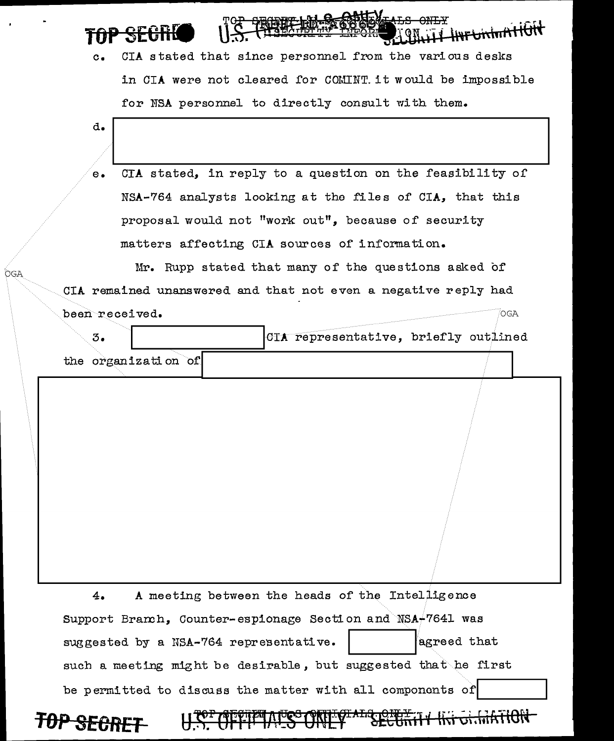c. CIA stated that since personnel from the various desks in CIA were not cleared for COMINT it would be impossible for NSA personnel to directly consult with them.

d. [redacted]

e. CIA stated, in reply to a question on the feasibility of NSA-764 analysts looking at the files of CIA, that this proposal would not "work out", because of security matters affecting CIA sources of information.

Mr. Rupp stated that many of the questions asked of CIA remained unanswered and that not even a negative reply had been received.

3. [redacted] CIA representative, briefly outlined the organization of [redacted]

[redacted]

4. A meeting between the heads of the Intelligence Support Branch, Counter-espionage Section and NSA-7641 was suggested by a NSA-764 representative. [redacted] agreed that such a meeting might be desirable, but suggested that he first be permitted to discuss the matter with all components of [redacted]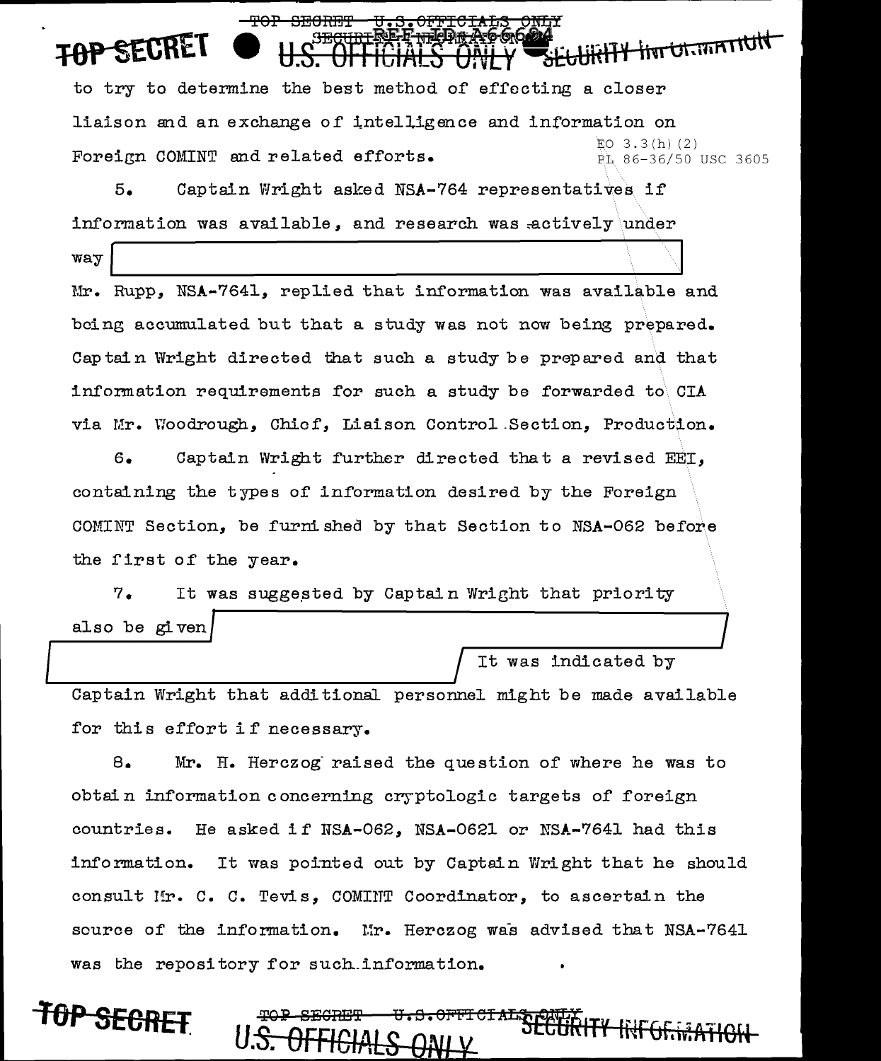to try to determine the best method of effecting a closer liaison and an exchange of intelligence and information on Foreign COMINT and related efforts.

EO 3.3(h)(2)
PL 86-36/50 USC 3605

5. Captain Wright asked NSA-764 representatives if information was available, and research was actively under way [redacted]

Mr. Rupp, NSA-7641, replied that information was available and being accumulated but that a study was not now being prepared. Captain Wright directed that such a study be prepared and that information requirements for such a study be forwarded to CIA via Mr. Woodrough, Chief, Liaison Control Section, Production.

6. Captain Wright further directed that a revised EEI, containing the types of information desired by the Foreign COMINT Section, be furnished by that Section to NSA-062 before the first of the year.

7. It was suggested by Captain Wright that priority also be given [redacted] It was indicated by Captain Wright that additional personnel might be made available for this effort if necessary.

8. Mr. H. Herczog raised the question of where he was to obtain information concerning cryptologic targets of foreign countries. He asked if NSA-062, NSA-0621 or NSA-7641 had this information. It was pointed out by Captain Wright that he should consult Mr. C. C. Tevis, COMINT Coordinator, to ascertain the source of the information. Mr. Herczog was advised that NSA-7641 was the repository for such information.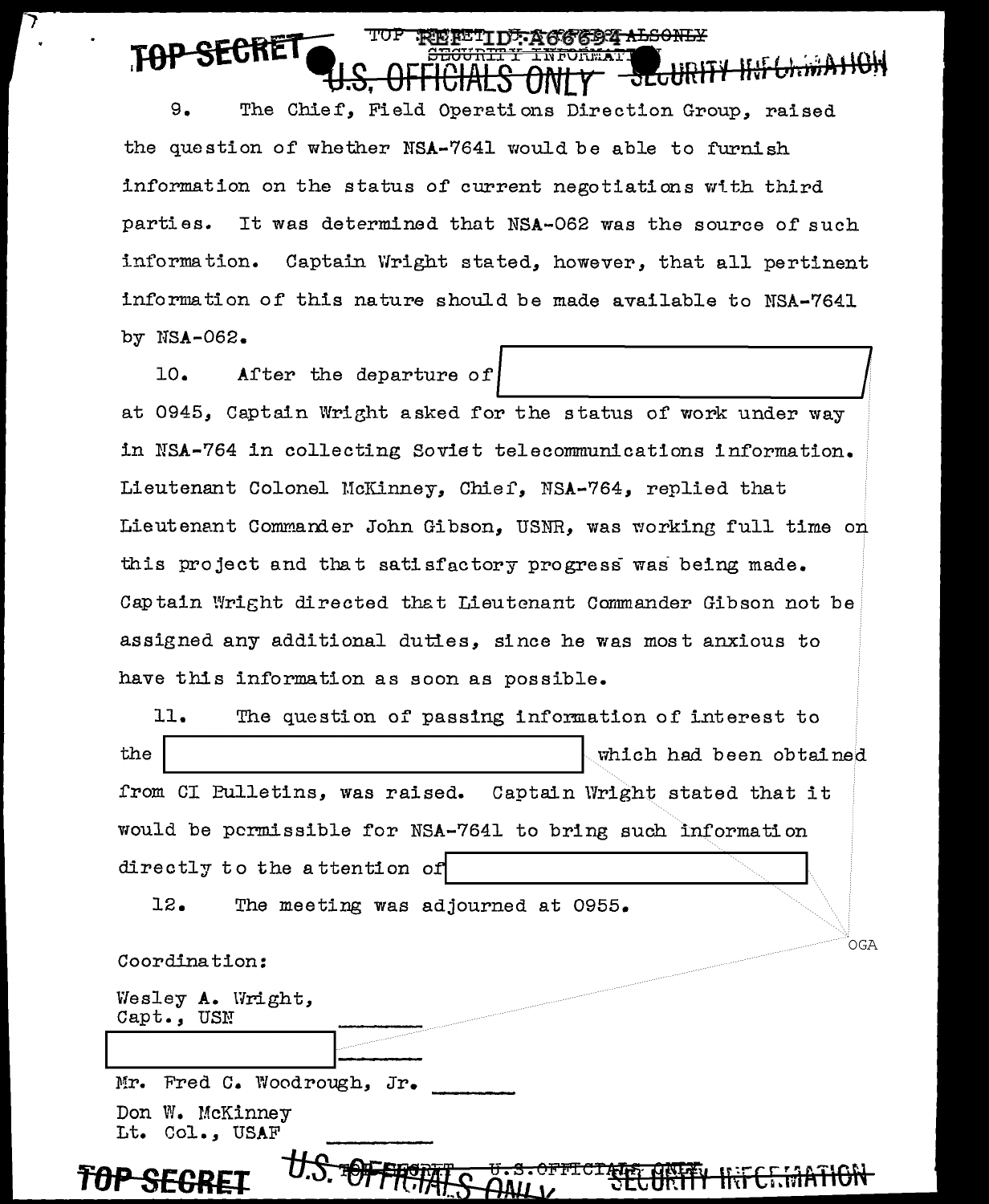9. The Chief, Field Operations Direction Group, raised the question of whether NSA-7641 would be able to furnish information on the status of current negotiations with third parties. It was determined that NSA-062 was the source of such information. Captain Wright stated, however, that all pertinent information of this nature should be made available to NSA-7641 by NSA-062.

10. After the departure of [redacted] at 0945, Captain Wright asked for the status of work under way in NSA-764 in collecting Soviet telecommunications information. Lieutenant Colonel McKinney, Chief, NSA-764, replied that Lieutenant Commander John Gibson, USNR, was working full time on this project and that satisfactory progress was being made. Captain Wright directed that Lieutenant Commander Gibson not be assigned any additional duties, since he was most anxious to have this information as soon as possible.

11. The question of passing information of interest to the [redacted] which had been obtained from CI Bulletins, was raised. Captain Wright stated that it would be permissible for NSA-7641 to bring such information directly to the attention of [redacted]

12. The meeting was adjourned at 0955.

OGA

Coordination:

Wesley A. Wright,
Capt., USN ________

[redacted] ________

Mr. Fred C. Woodrough, Jr. ________

Don W. McKinney
Lt. Col., USAF ________